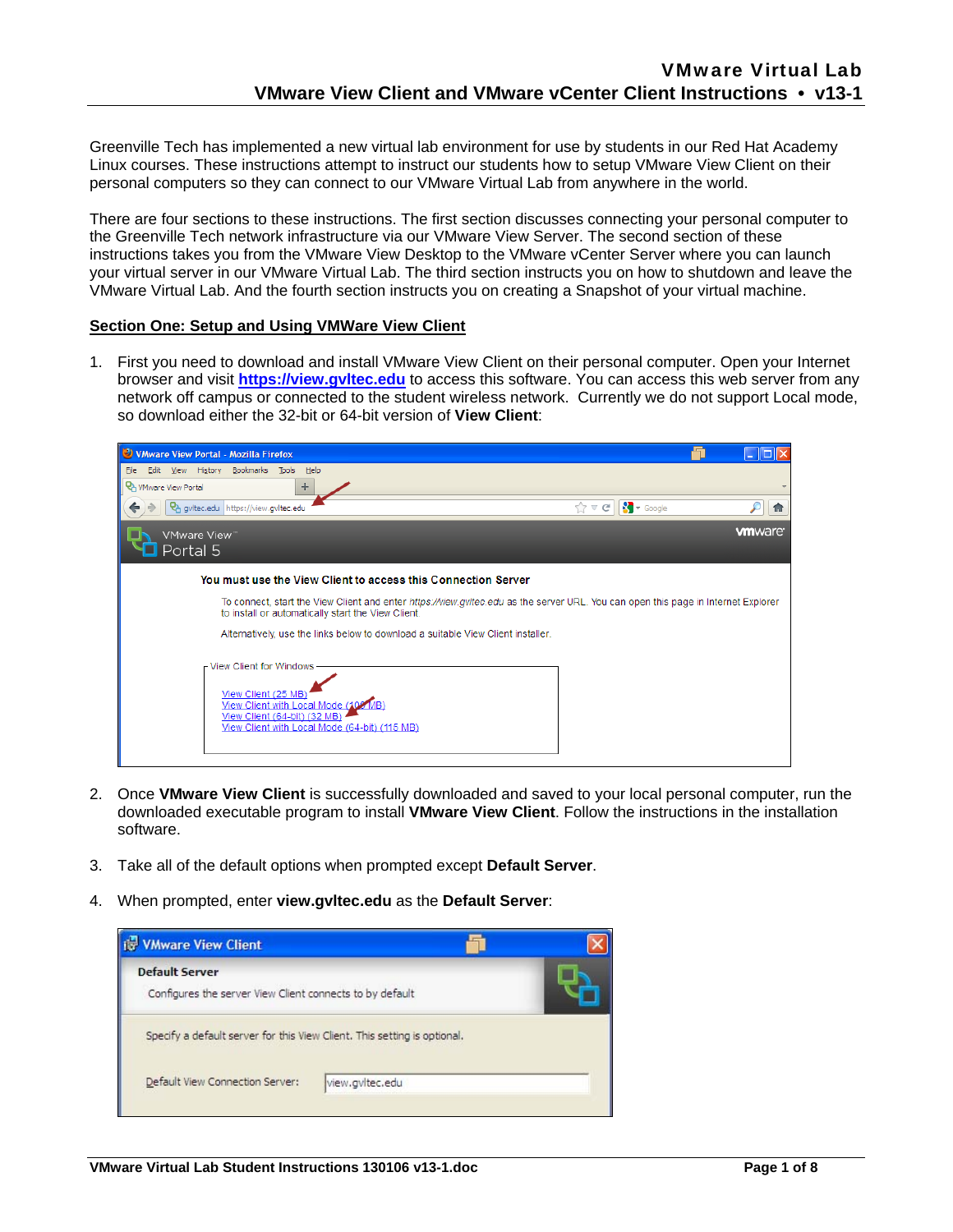Greenville Tech has implemented a new virtual lab environment for use by students in our Red Hat Academy Linux courses. These instructions attempt to instruct our students how to setup VMware View Client on their personal computers so they can connect to our VMware Virtual Lab from anywhere in the world.

There are four sections to these instructions. The first section discusses connecting your personal computer to the Greenville Tech network infrastructure via our VMware View Server. The second section of these instructions takes you from the VMware View Desktop to the VMware vCenter Server where you can launch your virtual server in our VMware Virtual Lab. The third section instructs you on how to shutdown and leave the VMware Virtual Lab. And the fourth section instructs you on creating a Snapshot of your virtual machine.

## Section One: Setup and Using VMWare View Client

1. First you need to download and install VMware View Client on their personal computer. Open your Internet browser and visit **https://view.gvltec.edu** to access this software. You can access this web server from any network off campus or connected to the student wireless network. Currently we do not support Local mode, so download either the 32-bit or 64-bit version of **View Client**:

2. Once **VMware View Client** is successfully downloaded and saved to your local personal computer, run the downloaded executable program to install **VMware View Client**. Follow the instructions in the installation software.

3. Take all of the default options when prompted except **Default Server**.

4. When prompted, enter **view.gvltec.edu** as the **Default Server**: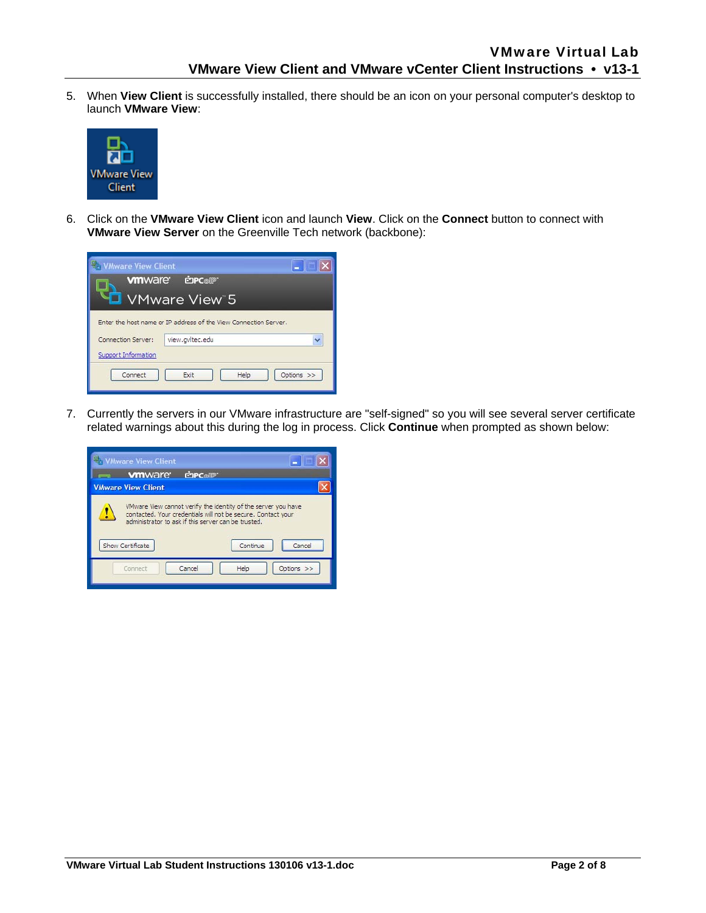5. When **View Client** is successfully installed, there should be an icon on your personal computer's desktop to launch **VMware View**:

6. Click on the **VMware View Client** icon and launch **View**. Click on the **Connect** button to connect with **VMware View Server** on the Greenville Tech network (backbone):

7. Currently the servers in our VMware infrastructure are "self-signed" so you will see several server certificate related warnings about this during the log in process. Click **Continue** when prompted as shown below: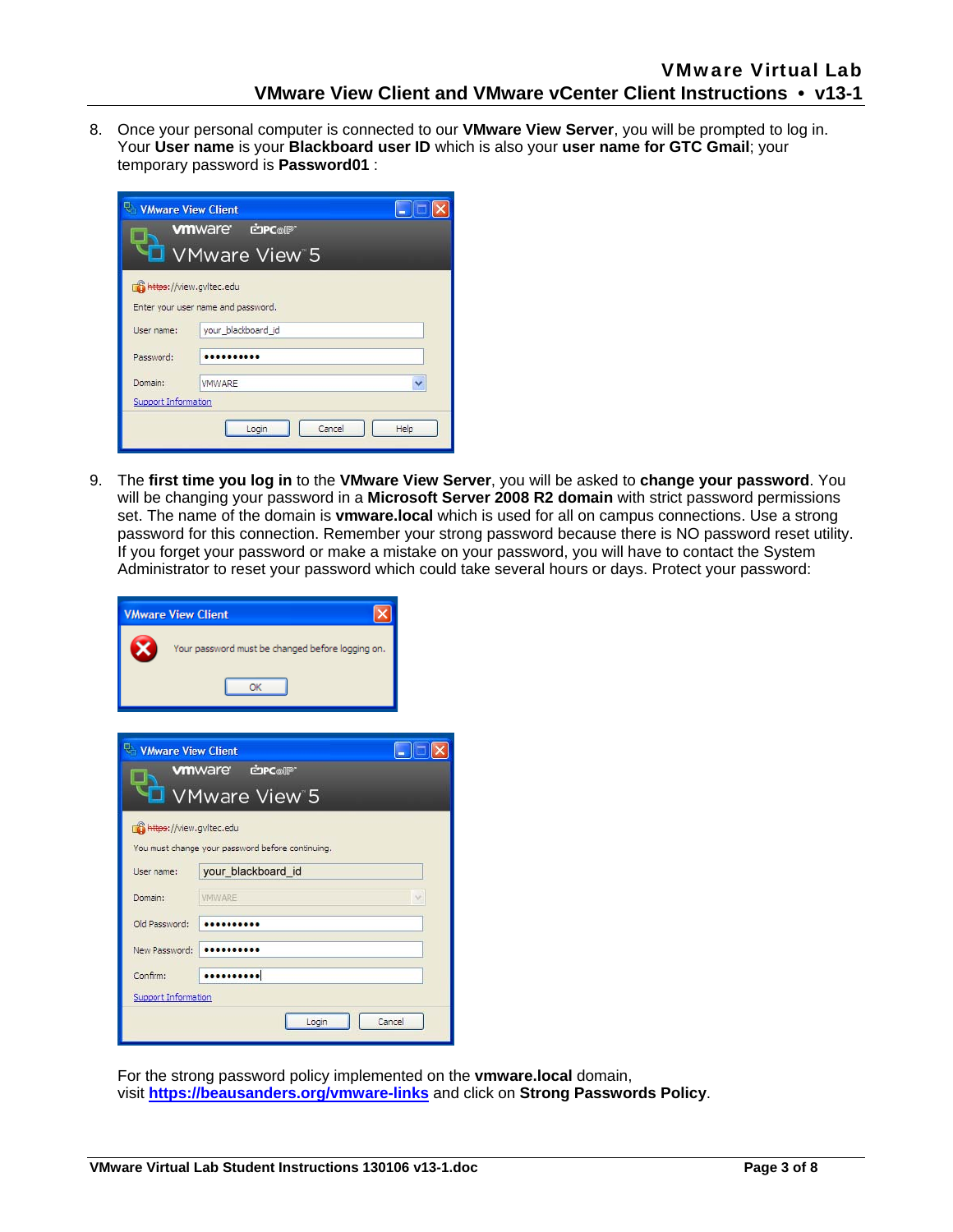8. Once your personal computer is connected to our **VMware View Server**, you will be prompted to log in. Your **User name** is your **Blackboard user ID** which is also your **user name for GTC Gmail**; your temporary password is **Password01** :

9. The **first time you log in** to the **VMware View Server**, you will be asked to **change your password**. You will be changing your password in a **Microsoft Server 2008 R2 domain** with strict password permissions set. The name of the domain is **vmware.local** which is used for all on campus connections. Use a strong password for this connection. Remember your strong password because there is NO password reset utility. If you forget your password or make a mistake on your password, you will have to contact the System Administrator to reset your password which could take several hours or days. Protect your password:

For the strong password policy implemented on the **vmware.local** domain, visit **https://beausanders.org/vmware-links** and click on **Strong Passwords Policy**.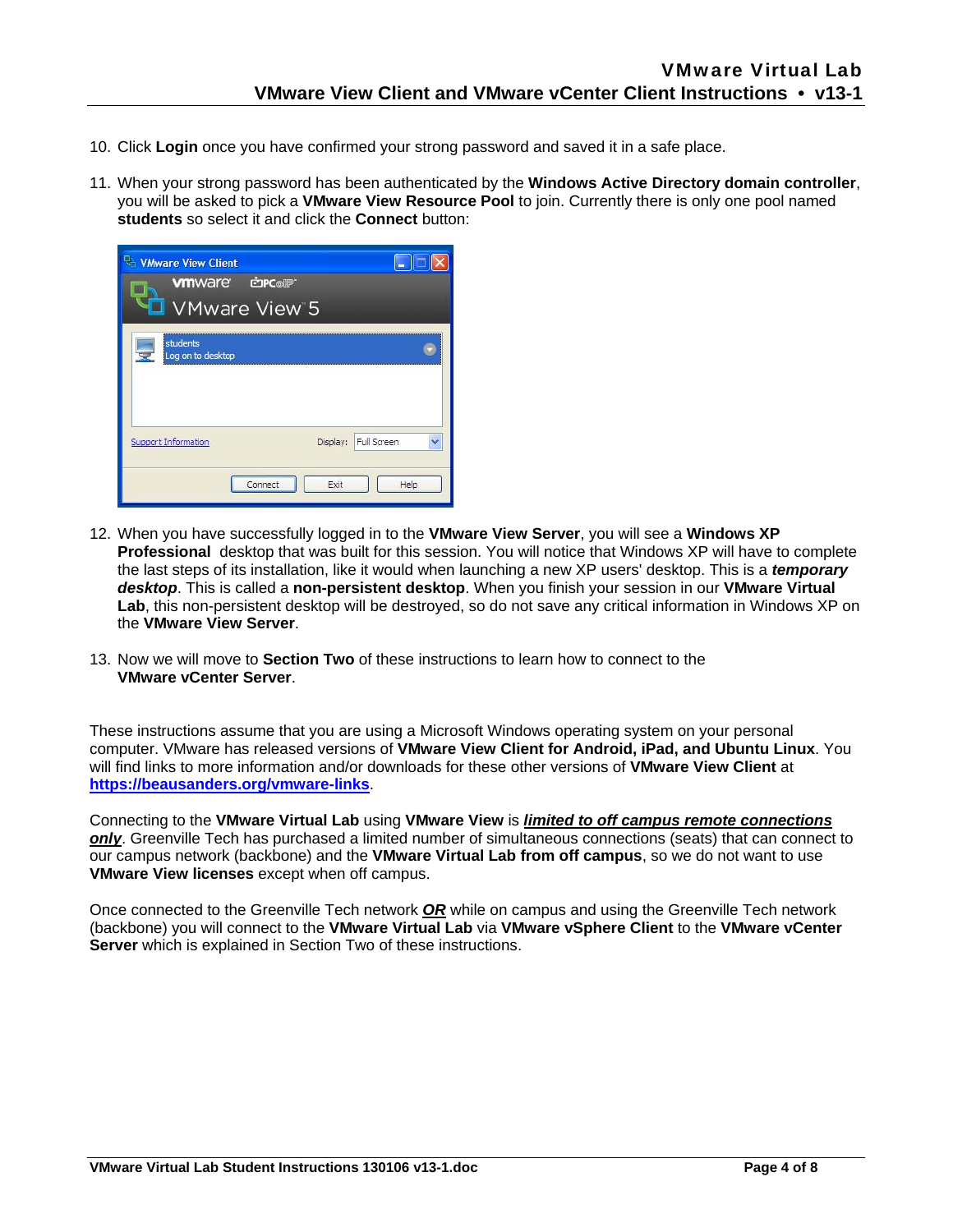10. Click **Login** once you have confirmed your strong password and saved it in a safe place.

11. When your strong password has been authenticated by the **Windows Active Directory domain controller**, you will be asked to pick a **VMware View Resource Pool** to join. Currently there is only one pool named **students** so select it and click the **Connect** button:

12. When you have successfully logged in to the **VMware View Server**, you will see a **Windows XP Professional** desktop that was built for this session. You will notice that Windows XP will have to complete the last steps of its installation, like it would when launching a new XP users' desktop. This is a ***temporary desktop***. This is called a **non-persistent desktop**. When you finish your session in our **VMware Virtual Lab**, this non-persistent desktop will be destroyed, so do not save any critical information in Windows XP on the **VMware View Server**.

13. Now we will move to **Section Two** of these instructions to learn how to connect to the **VMware vCenter Server**.

These instructions assume that you are using a Microsoft Windows operating system on your personal computer. VMware has released versions of **VMware View Client for Android, iPad, and Ubuntu Linux**. You will find links to more information and/or downloads for these other versions of **VMware View Client** at **https://beausanders.org/vmware-links**.

Connecting to the **VMware Virtual Lab** using **VMware View** is ***limited to off campus remote connections only***. Greenville Tech has purchased a limited number of simultaneous connections (seats) that can connect to our campus network (backbone) and the **VMware Virtual Lab from off campus**, so we do not want to use **VMware View licenses** except when off campus.

Once connected to the Greenville Tech network ***OR*** while on campus and using the Greenville Tech network (backbone) you will connect to the **VMware Virtual Lab** via **VMware vSphere Client** to the **VMware vCenter Server** which is explained in Section Two of these instructions.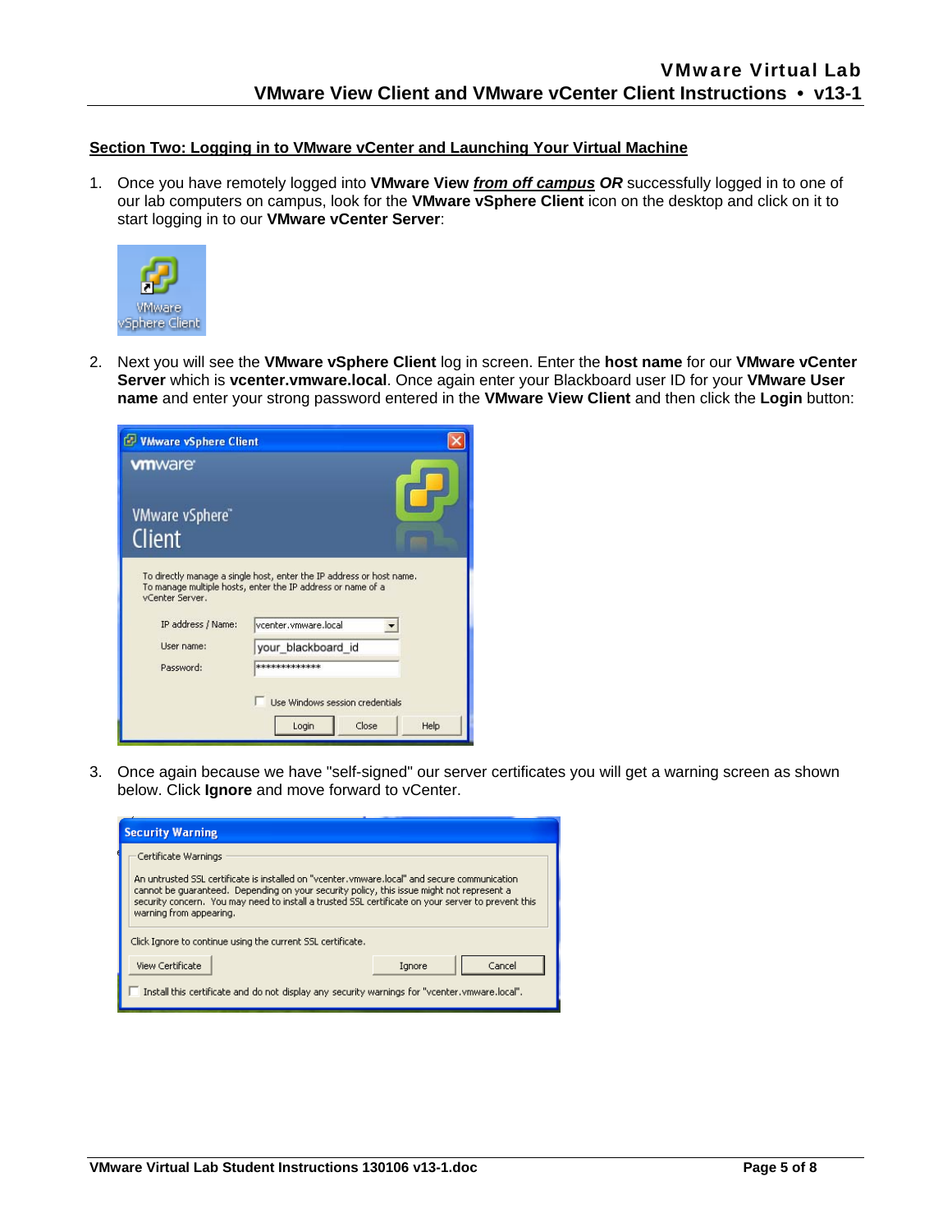## Section Two: Logging in to VMware vCenter and Launching Your Virtual Machine

1. Once you have remotely logged into **VMware View** ***from off campus*** ***OR*** successfully logged in to one of our lab computers on campus, look for the **VMware vSphere Client** icon on the desktop and click on it to start logging in to our **VMware vCenter Server**:

2. Next you will see the **VMware vSphere Client** log in screen. Enter the **host name** for our **VMware vCenter Server** which is **vcenter.vmware.local**. Once again enter your Blackboard user ID for your **VMware User name** and enter your strong password entered in the **VMware View Client** and then click the **Login** button:

3. Once again because we have "self-signed" our server certificates you will get a warning screen as shown below. Click **Ignore** and move forward to vCenter.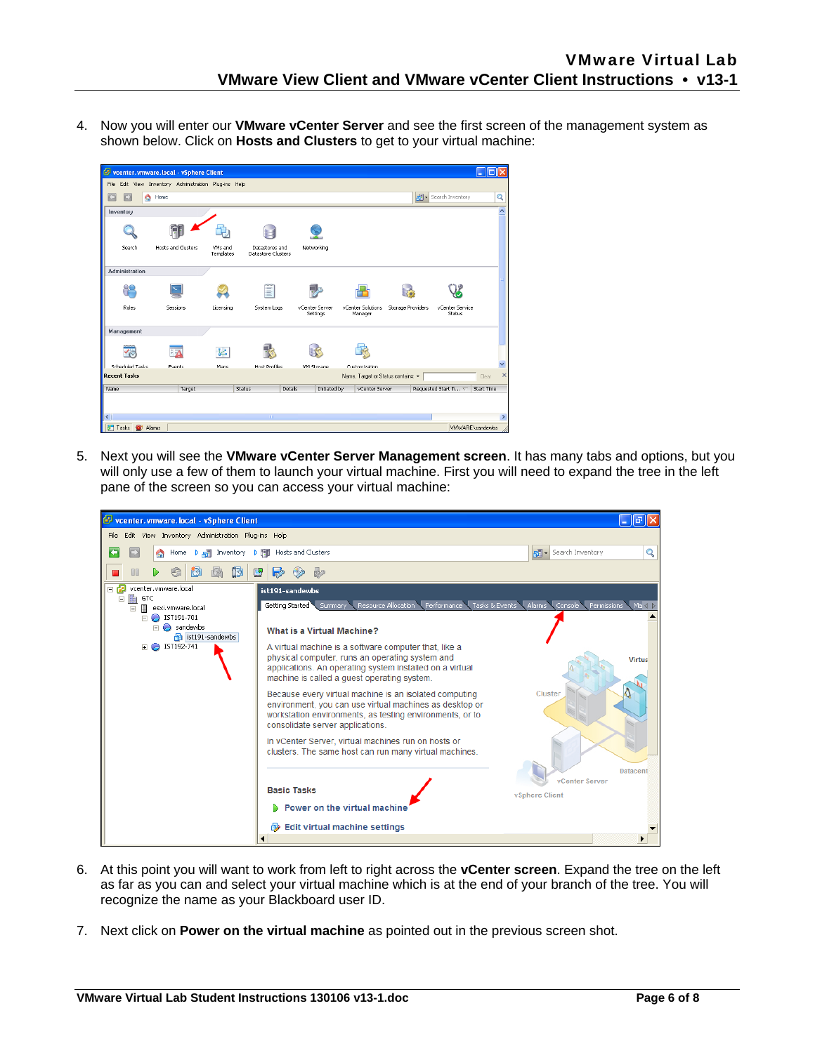4. Now you will enter our **VMware vCenter Server** and see the first screen of the management system as shown below. Click on **Hosts and Clusters** to get to your virtual machine:

5. Next you will see the **VMware vCenter Server Management screen**. It has many tabs and options, but you will only use a few of them to launch your virtual machine. First you will need to expand the tree in the left pane of the screen so you can access your virtual machine:

6. At this point you will want to work from left to right across the **vCenter screen**. Expand the tree on the left as far as you can and select your virtual machine which is at the end of your branch of the tree. You will recognize the name as your Blackboard user ID.

7. Next click on **Power on the virtual machine** as pointed out in the previous screen shot.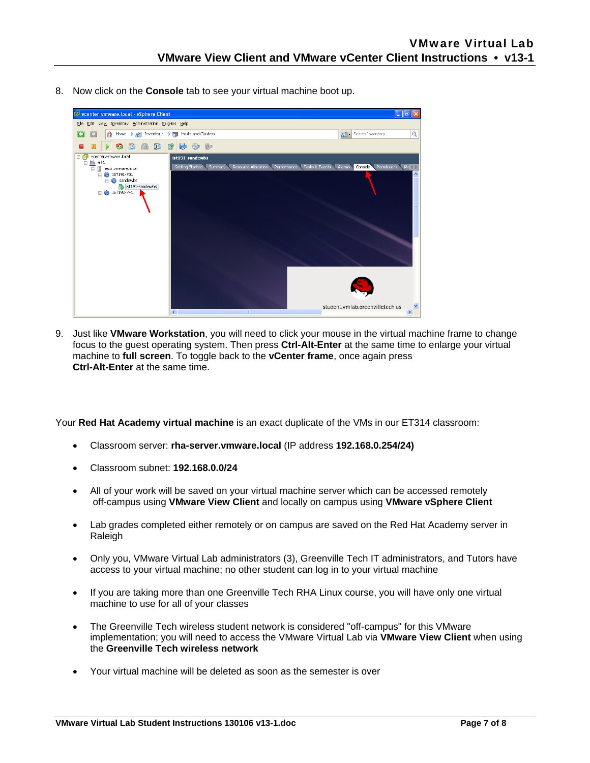8. Now click on the **Console** tab to see your virtual machine boot up.

9. Just like **VMware Workstation**, you will need to click your mouse in the virtual machine frame to change focus to the guest operating system. Then press **Ctrl-Alt-Enter** at the same time to enlarge your virtual machine to **full screen**. To toggle back to the **vCenter frame**, once again press **Ctrl-Alt-Enter** at the same time.

Your **Red Hat Academy virtual machine** is an exact duplicate of the VMs in our ET314 classroom:

- Classroom server: **rha-server.vmware.local** (IP address **192.168.0.254/24)**
- Classroom subnet: **192.168.0.0/24**
- All of your work will be saved on your virtual machine server which can be accessed remotely off-campus using **VMware View Client** and locally on campus using **VMware vSphere Client**
- Lab grades completed either remotely or on campus are saved on the Red Hat Academy server in Raleigh
- Only you, VMware Virtual Lab administrators (3), Greenville Tech IT administrators, and Tutors have access to your virtual machine; no other student can log in to your virtual machine
- If you are taking more than one Greenville Tech RHA Linux course, you will have only one virtual machine to use for all of your classes
- The Greenville Tech wireless student network is considered "off-campus" for this VMware implementation; you will need to access the VMware Virtual Lab via **VMware View Client** when using the **Greenville Tech wireless network**
- Your virtual machine will be deleted as soon as the semester is over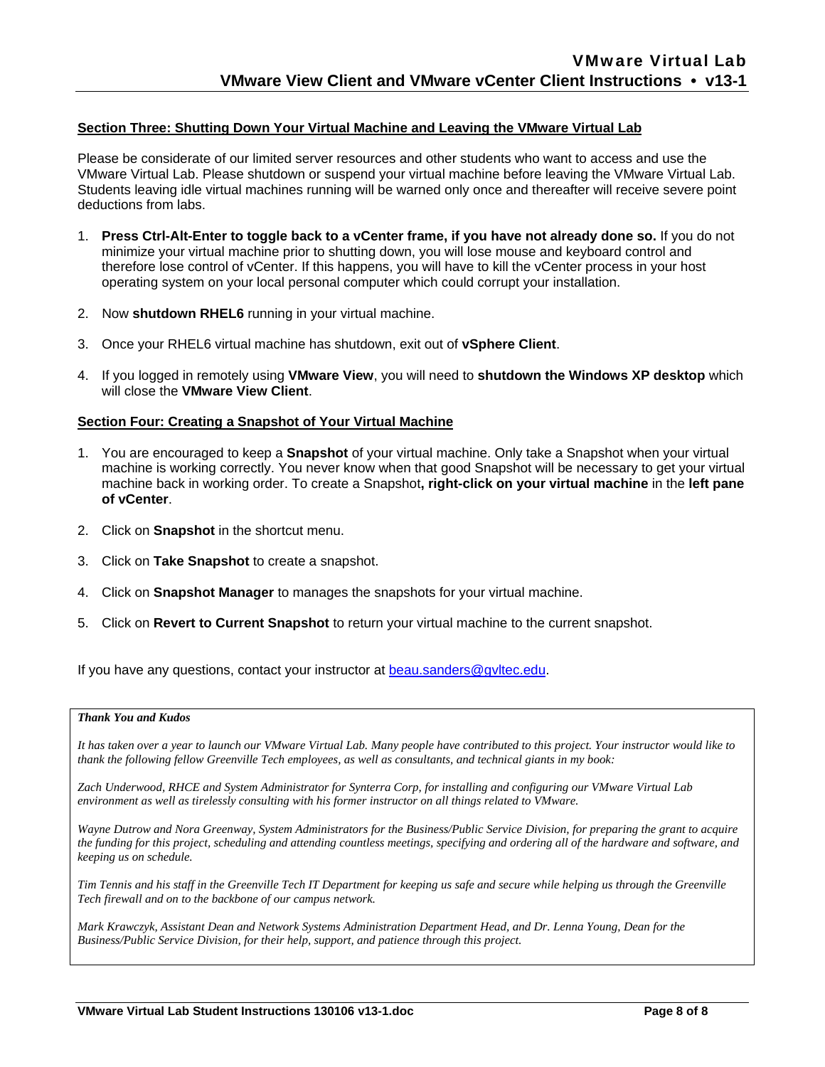## Section Three: Shutting Down Your Virtual Machine and Leaving the VMware Virtual Lab

Please be considerate of our limited server resources and other students who want to access and use the VMware Virtual Lab. Please shutdown or suspend your virtual machine before leaving the VMware Virtual Lab. Students leaving idle virtual machines running will be warned only once and thereafter will receive severe point deductions from labs.

1. **Press Ctrl-Alt-Enter to toggle back to a vCenter frame, if you have not already done so.** If you do not minimize your virtual machine prior to shutting down, you will lose mouse and keyboard control and therefore lose control of vCenter. If this happens, you will have to kill the vCenter process in your host operating system on your local personal computer which could corrupt your installation.

2. Now **shutdown RHEL6** running in your virtual machine.

3. Once your RHEL6 virtual machine has shutdown, exit out of **vSphere Client**.

4. If you logged in remotely using **VMware View**, you will need to **shutdown the Windows XP desktop** which will close the **VMware View Client**.

## Section Four: Creating a Snapshot of Your Virtual Machine

1. You are encouraged to keep a **Snapshot** of your virtual machine. Only take a Snapshot when your virtual machine is working correctly. You never know when that good Snapshot will be necessary to get your virtual machine back in working order. To create a Snapshot**, right-click on your virtual machine** in the **left pane of vCenter**.

2. Click on **Snapshot** in the shortcut menu.

3. Click on **Take Snapshot** to create a snapshot.

4. Click on **Snapshot Manager** to manages the snapshots for your virtual machine.

5. Click on **Revert to Current Snapshot** to return your virtual machine to the current snapshot.

If you have any questions, contact your instructor at [beau.sanders@gvltec.edu](mailto:beau.sanders@gvltec.edu).

***Thank You and Kudos***

*It has taken over a year to launch our VMware Virtual Lab. Many people have contributed to this project. Your instructor would like to thank the following fellow Greenville Tech employees, as well as consultants, and technical giants in my book:*

*Zach Underwood, RHCE and System Administrator for Synterra Corp, for installing and configuring our VMware Virtual Lab environment as well as tirelessly consulting with his former instructor on all things related to VMware.*

*Wayne Dutrow and Nora Greenway, System Administrators for the Business/Public Service Division, for preparing the grant to acquire the funding for this project, scheduling and attending countless meetings, specifying and ordering all of the hardware and software, and keeping us on schedule.*

*Tim Tennis and his staff in the Greenville Tech IT Department for keeping us safe and secure while helping us through the Greenville Tech firewall and on to the backbone of our campus network.*

*Mark Krawczyk, Assistant Dean and Network Systems Administration Department Head, and Dr. Lenna Young, Dean for the Business/Public Service Division, for their help, support, and patience through this project.*